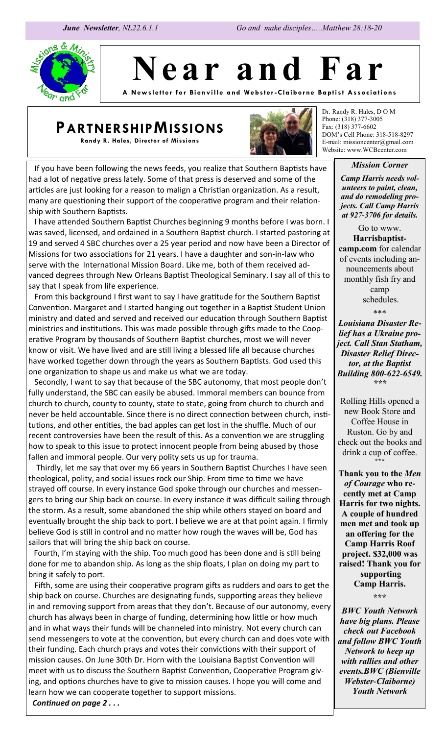*June Newsletter*, *NL22.6.1.1* *Go and make disciples.....Matthew 28:18-20*

# Near and Far

**A Newsletter for Bienville and Webster-Claiborne Baptist Associations**

## PARTNERSHIP MISSIONS

**Randy R. Hales, Director of Missions**

Dr. Randy R. Hales, D O M
Phone: (318) 377-3005
Fax: (318) 377-6602
DOM's Cell Phone: 318-518-8297
E-mail: missioncenter@gmail.com
Website: www.WCBcenter.com

If you have been following the news feeds, you realize that Southern Baptists have had a lot of negative press lately. Some of that press is deserved and some of the articles are just looking for a reason to malign a Christian organization. As a result, many are questioning their support of the cooperative program and their relationship with Southern Baptists.

I have attended Southern Baptist Churches beginning 9 months before I was born. I was saved, licensed, and ordained in a Southern Baptist church. I started pastoring at 19 and served 4 SBC churches over a 25 year period and now have been a Director of Missions for two associations for 21 years. I have a daughter and son-in-law who serve with the International Mission Board. Like me, both of them received advanced degrees through New Orleans Baptist Theological Seminary. I say all of this to say that I speak from life experience.

From this background I first want to say I have gratitude for the Southern Baptist Convention. Margaret and I started hanging out together in a Baptist Student Union ministry and dated and served and received our education through Southern Baptist ministries and institutions. This was made possible through gifts made to the Cooperative Program by thousands of Southern Baptist churches, most we will never know or visit. We have lived and are still living a blessed life all because churches have worked together down through the years as Southern Baptists. God used this one organization to shape us and make us what we are today.

Secondly, I want to say that because of the SBC autonomy, that most people don't fully understand, the SBC can easily be abused. Immoral members can bounce from church to church, county to county, state to state, going from church to church and never be held accountable. Since there is no direct connection between church, institutions, and other entities, the bad apples can get lost in the shuffle. Much of our recent controversies have been the result of this. As a convention we are struggling how to speak to this issue to protect innocent people from being abused by those fallen and immoral people. Our very polity sets us up for trauma.

Thirdly, let me say that over my 66 years in Southern Baptist Churches I have seen theological, polity, and social issues rock our Ship. From time to time we have strayed off course. In every instance God spoke through our churches and messengers to bring our Ship back on course. In every instance it was difficult sailing through the storm. As a result, some abandoned the ship while others stayed on board and eventually brought the ship back to port. I believe we are at that point again. I firmly believe God is still in control and no matter how rough the waves will be, God has sailors that will bring the ship back on course.

Fourth, I'm staying with the ship. Too much good has been done and is still being done for me to abandon ship. As long as the ship floats, I plan on doing my part to bring it safely to port.

Fifth, some are using their cooperative program gifts as rudders and oars to get the ship back on course. Churches are designating funds, supporting areas they believe in and removing support from areas that they don't. Because of our autonomy, every church has always been in charge of funding, determining how little or how much and in what ways their funds will be channeled into ministry. Not every church can send messengers to vote at the convention, but every church can and does vote with their funding. Each church prays and votes their convictions with their support of mission causes. On June 30th Dr. Horn with the Louisiana Baptist Convention will meet with us to discuss the Southern Baptist Convention, Cooperative Program giving, and options churches have to give to mission causes. I hope you will come and learn how we can cooperate together to support missions.

***Continued on page 2 . . .***

### *Mission Corner*

***Camp Harris needs volunteers to paint, clean, and do remodeling projects. Call Camp Harris at 927-3706 for details.***

Go to www.**Harrisbaptistcamp.com** for calendar of events including announcements about monthly fish fry and camp schedules.

\*\*\*

***Louisiana Disaster Relief has a Ukraine project. Call Stan Statham, Disaster Relief Director, at the Baptist Building 800-622-6549.***

\*\*\*

Rolling Hills opened a new Book Store and Coffee House in Ruston. Go by and check out the books and drink a cup of coffee.

\*\*\*

**Thank you to the *Men of Courage* who recently met at Camp Harris for two nights. A couple of hundred men met and took up an offering for the Camp Harris Roof project. $32,000 was raised! Thank you for supporting Camp Harris.**

\*\*\*

***BWC Youth Network have big plans. Please check out Facebook and follow BWC Youth Network to keep up with rallies and other events. BWC (Bienville Webster-Claiborne) Youth Network***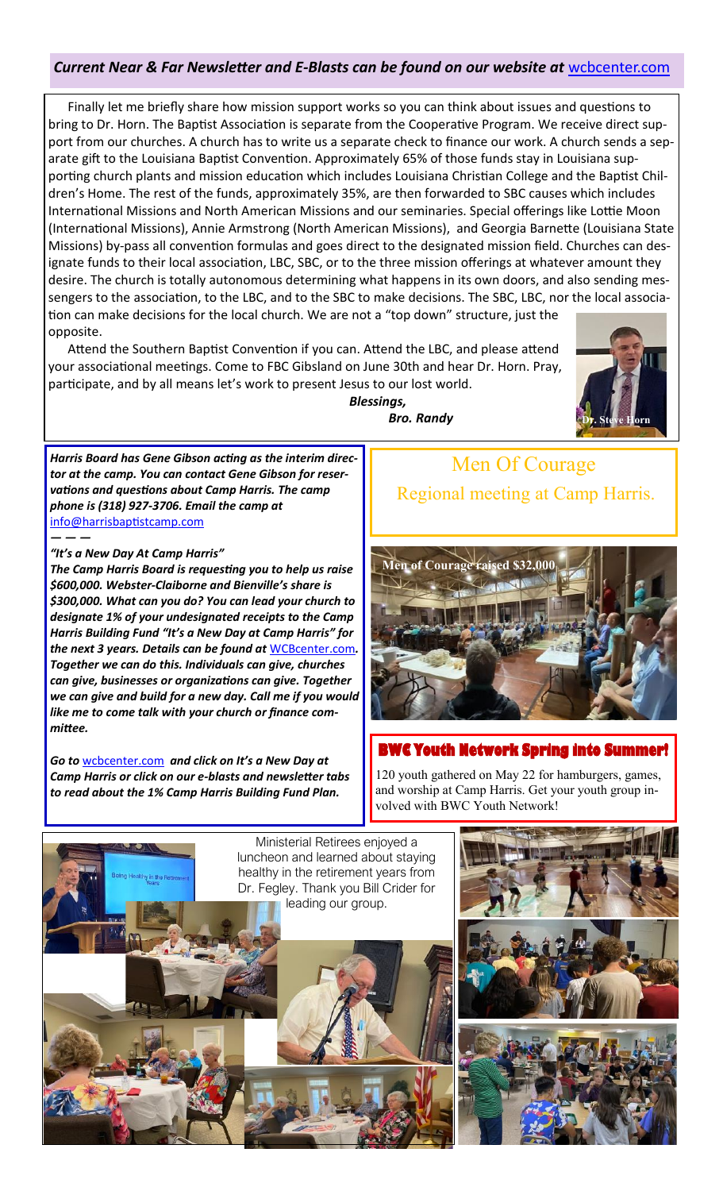***Current Near & Far Newsletter and E-Blasts can be found on our website at*** wcbcenter.com

Finally let me briefly share how mission support works so you can think about issues and questions to bring to Dr. Horn. The Baptist Association is separate from the Cooperative Program. We receive direct support from our churches. A church has to write us a separate check to finance our work. A church sends a separate gift to the Louisiana Baptist Convention. Approximately 65% of those funds stay in Louisiana supporting church plants and mission education which includes Louisiana Christian College and the Baptist Children's Home. The rest of the funds, approximately 35%, are then forwarded to SBC causes which includes International Missions and North American Missions and our seminaries. Special offerings like Lottie Moon (International Missions), Annie Armstrong (North American Missions), and Georgia Barnette (Louisiana State Missions) by-pass all convention formulas and goes direct to the designated mission field. Churches can designate funds to their local association, LBC, SBC, or to the three mission offerings at whatever amount they desire. The church is totally autonomous determining what happens in its own doors, and also sending messengers to the association, to the LBC, and to the SBC to make decisions. The SBC, LBC, nor the local association can make decisions for the local church. We are not a "top down" structure, just the opposite.

Attend the Southern Baptist Convention if you can. Attend the LBC, and please attend your associational meetings. Come to FBC Gibsland on June 30th and hear Dr. Horn. Pray, participate, and by all means let's work to present Jesus to our lost world.

***Blessings,***

***Bro. Randy***

Dr. Steve Horn

***Harris Board has Gene Gibson acting as the interim director at the camp. You can contact Gene Gibson for reservations and questions about Camp Harris. The camp phone is (318) 927-3706. Email the camp at*** info@harrisbaptistcamp.com

— — —

***"It's a New Day At Camp Harris"***

***The Camp Harris Board is requesting you to help us raise $600,000. Webster-Claiborne and Bienville's share is $300,000. What can you do? You can lead your church to designate 1% of your undesignated receipts to the Camp Harris Building Fund "It's a New Day at Camp Harris" for the next 3 years. Details can be found at*** WCBcenter.com***. Together we can do this. Individuals can give, churches can give, businesses or organizations can give. Together we can give and build for a new day. Call me if you would like me to come talk with your church or finance committee.***

***Go to*** wcbcenter.com ***and click on It's a New Day at Camp Harris or click on our e-blasts and newsletter tabs to read about the 1% Camp Harris Building Fund Plan.***

## Men Of Courage

Regional meeting at Camp Harris.

**Men of Courage raised $32,000**

## BWC Youth Network Spring into Summer!

120 youth gathered on May 22 for hamburgers, games, and worship at Camp Harris. Get your youth group involved with BWC Youth Network!

Ministerial Retirees enjoyed a luncheon and learned about staying healthy in the retirement years from Dr. Fegley. Thank you Bill Crider for leading our group.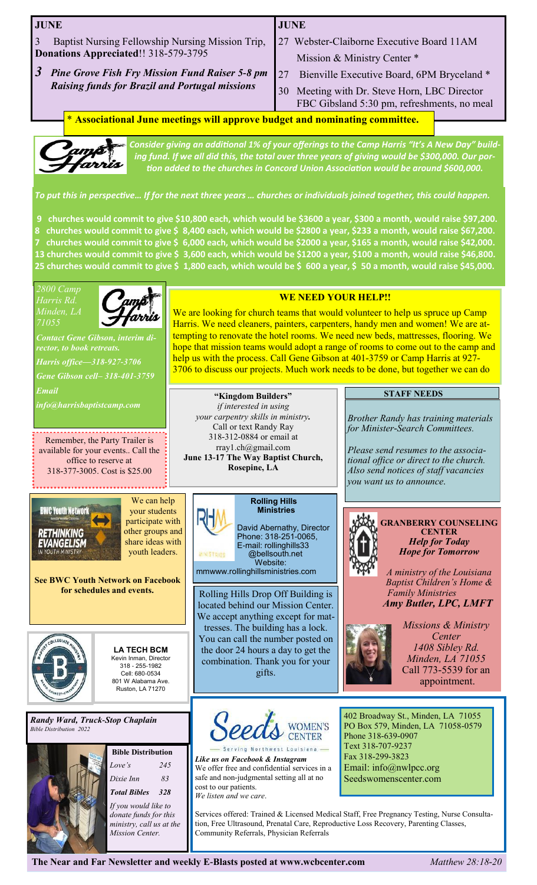## JUNE

3 Baptist Nursing Fellowship Nursing Mission Trip, **Donations Appreciated**!! 318-579-3795

***3 Pine Grove Fish Fry Mission Fund Raiser 5-8 pm Raising funds for Brazil and Portugal missions***

## JUNE

27 Webster-Claiborne Executive Board 11AM Mission & Ministry Center *

27 Bienville Executive Board, 6PM Bryceland *

30 Meeting with Dr. Steve Horn, LBC Director FBC Gibsland 5:30 pm, refreshments, no meal

**\* Associational June meetings will approve budget and nominating committee.**

***Consider giving an additional 1% of your offerings to the Camp Harris "It's A New Day" building fund. If we all did this, the total over three years of giving would be $300,000. Our portion added to the churches in Concord Union Association would be around $600,000.***

*To put this in perspective... If for the next three years … churches or individuals joined together, this could happen.*

**9 churches would commit to give $10,800 each, which would be $3600 a year, $300 a month, would raise $97,200.**
**8 churches would commit to give $ 8,400 each, which would be $2800 a year, $233 a month, would raise $67,200.**
**7 churches would commit to give $ 6,000 each, which would be $2000 a year, $165 a month, would raise $42,000.**
**13 churches would commit to give $ 3,600 each, which would be $1200 a year, $100 a month, would raise $46,800.**
**25 churches would commit to give $ 1,800 each, which would be $ 600 a year, $ 50 a month, would raise $45,000.**

*2800 Camp Harris Rd. Minden, LA 71055*

*Contact Gene Gibson, interim director, to book retreats.*

*Harris office—318-927-3706*

*Gene Gibson cell– 318-401-3759*

*Email*

*info@harrisbaptistcamp.com*

### WE NEED YOUR HELP!!

We are looking for church teams that would volunteer to help us spruce up Camp Harris. We need cleaners, painters, carpenters, handy men and women! We are attempting to renovate the hotel rooms. We need new beds, mattresses, flooring. We hope that mission teams would adopt a range of rooms to come out to the camp and help us with the process. Call Gene Gibson at 401-3759 or Camp Harris at 927-3706 to discuss our projects. Much work needs to be done, but together we can do

Remember, the Party Trailer is available for your events.. Call the office to reserve at 318-377-3005. Cost is $25.00

**"Kingdom Builders"**
*if interested in using your carpentry skills in ministry.*
Call or text Randy Ray
318-312-0884 or email at
rray1.ch@gmail.com
**June 13-17 The Way Baptist Church, Rosepine, LA**

### STAFF NEEDS

*Brother Randy has training materials for Minister-Search Committees.*

*Please send resumes to the associational office or direct to the church. Also send notices of staff vacancies you want us to announce.*

We can help your students participate with other groups and share ideas with youth leaders.

**See BWC Youth Network on Facebook for schedules and events.**

**Rolling Hills Ministries**

David Abernathy, Director
Phone: 318-251-0065,
E-mail: rollinghills33@bellsouth.net
Website:
mmwww.rollinghillsministries.com

Rolling Hills Drop Off Building is located behind our Mission Center. We accept anything except for mattresses. The building has a lock. You can call the number posted on the door 24 hours a day to get the combination. Thank you for your gifts.

**GRANBERRY COUNSELING CENTER**
***Help for Today***
***Hope for Tomorrow***

*A ministry of the Louisiana Baptist Children's Home & Family Ministries*
***Amy Butler, LPC, LMFT***

*Missions & Ministry Center*
*1408 Sibley Rd.*
*Minden, LA 71055*
Call 773-5539 for an appointment.

**LA TECH BCM**
Kevin Inman, Director
318 - 255-1982
Cell: 680-0534
801 W Alabama Ave.
Ruston, LA 71270

***Randy Ward, Truck-Stop Chaplain***
*Bible Distribution 2022*

| Bible Distribution | |
|---|---|
| *Love's* | *245* |
| *Dixie Inn* | *83* |
| ***Total Bibles*** | ***328*** |

*If you would like to donate funds for this ministry, call us at the Mission Center.*

Seeds WOMEN'S CENTER — Serving Northwest Louisiana —

***Like us on Facebook & Instagram***
We offer free and confidential services in a safe and non-judgmental setting all at no cost to our patients.
*We listen and we care.*

402 Broadway St., Minden, LA 71055
PO Box 579, Minden, LA 71058-0579
Phone 318-639-0907
Text 318-707-9237
Fax 318-299-3823
Email: info@nwlpcc.org
Seedswomenscenter.com

Services offered: Trained & Licensed Medical Staff, Free Pregnancy Testing, Nurse Consultation, Free Ultrasound, Prenatal Care, Reproductive Loss Recovery, Parenting Classes, Community Referrals, Physician Referrals

**The Near and Far Newsletter and weekly E-Blasts posted at www.wcbcenter.com** *Matthew 28:18-20*